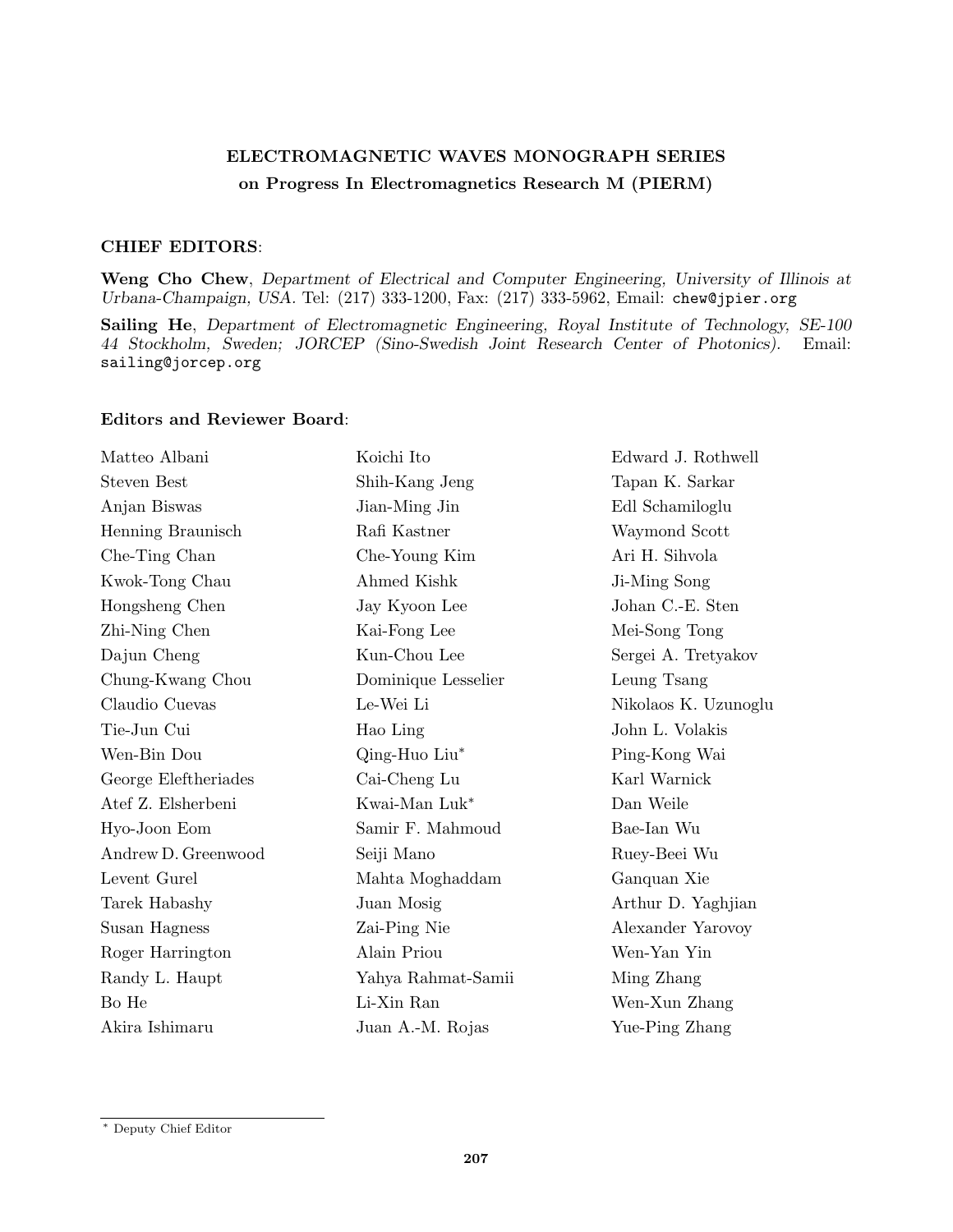# ELECTROMAGNETIC WAVES MONOGRAPH SERIES

## on Progress In Electromagnetics Research M (PIERM)

### CHIEF EDITORS:

**Weng Cho Chew**, *Department of Electrical and Computer Engineering, University of Illinois at Urbana-Champaign, USA.* Tel: (217) 333-1200, Fax: (217) 333-5962, Email: chew@jpier.org

**Sailing He**, *Department of Electromagnetic Engineering, Royal Institute of Technology, SE-100 44 Stockholm, Sweden; JORCEP (Sino-Swedish Joint Research Center of Photonics).* Email: sailing@jorcep.org

### Editors and Reviewer Board:

Matteo Albani
Steven Best
Anjan Biswas
Henning Braunisch
Che-Ting Chan
Kwok-Tong Chau
Hongsheng Chen
Zhi-Ning Chen
Dajun Cheng
Chung-Kwang Chou
Claudio Cuevas
Tie-Jun Cui
Wen-Bin Dou
George Eleftheriades
Atef Z. Elsherbeni
Hyo-Joon Eom
Andrew D. Greenwood
Levent Gurel
Tarek Habashy
Susan Hagness
Roger Harrington
Randy L. Haupt
Bo He
Akira Ishimaru
Koichi Ito
Shih-Kang Jeng
Jian-Ming Jin
Rafi Kastner
Che-Young Kim
Ahmed Kishk
Jay Kyoon Lee
Kai-Fong Lee
Kun-Chou Lee
Dominique Lesselier
Le-Wei Li
Hao Ling
Qing-Huo Liu*
Cai-Cheng Lu
Kwai-Man Luk*
Samir F. Mahmoud
Seiji Mano
Mahta Moghaddam
Juan Mosig
Zai-Ping Nie
Alain Priou
Yahya Rahmat-Samii
Li-Xin Ran
Juan A.-M. Rojas
Edward J. Rothwell
Tapan K. Sarkar
Edl Schamiloglu
Waymond Scott
Ari H. Sihvola
Ji-Ming Song
Johan C.-E. Sten
Mei-Song Tong
Sergei A. Tretyakov
Leung Tsang
Nikolaos K. Uzunoglu
John L. Volakis
Ping-Kong Wai
Karl Warnick
Dan Weile
Bae-Ian Wu
Ruey-Beei Wu
Ganquan Xie
Arthur D. Yaghjian
Alexander Yarovoy
Wen-Yan Yin
Ming Zhang
Wen-Xun Zhang
Yue-Ping Zhang

* Deputy Chief Editor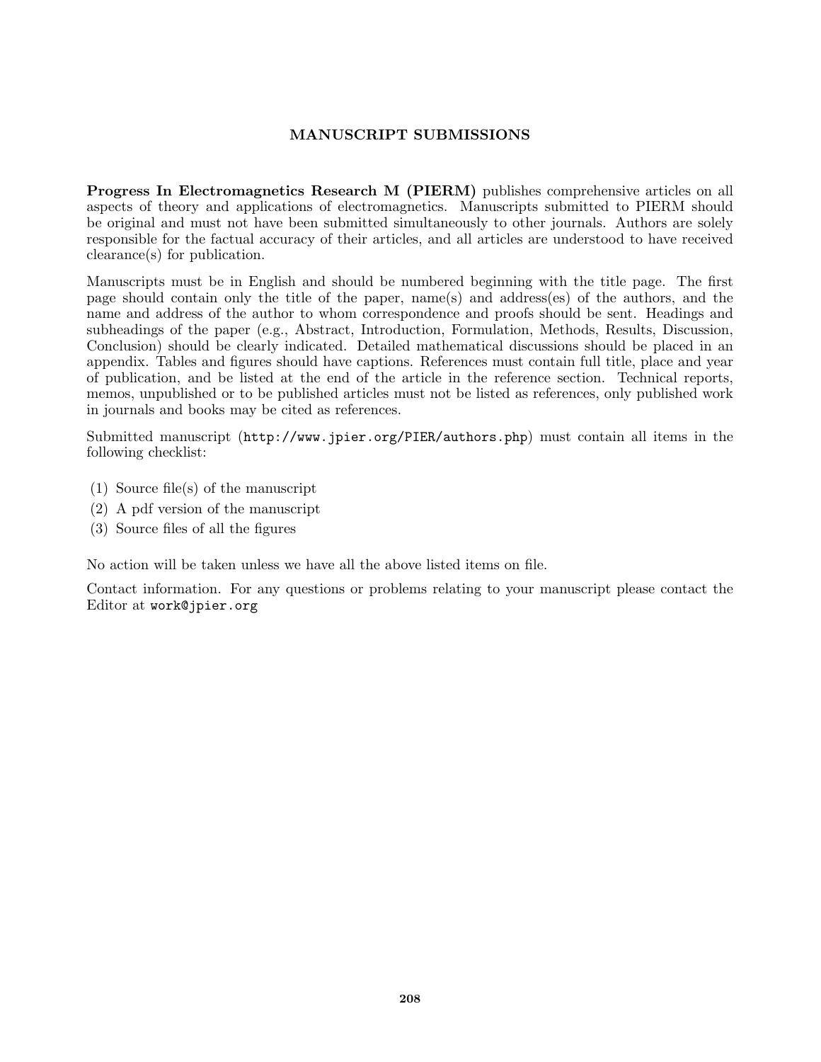# MANUSCRIPT SUBMISSIONS

**Progress In Electromagnetics Research M (PIERM)** publishes comprehensive articles on all aspects of theory and applications of electromagnetics. Manuscripts submitted to PIERM should be original and must not have been submitted simultaneously to other journals. Authors are solely responsible for the factual accuracy of their articles, and all articles are understood to have received clearance(s) for publication.

Manuscripts must be in English and should be numbered beginning with the title page. The first page should contain only the title of the paper, name(s) and address(es) of the authors, and the name and address of the author to whom correspondence and proofs should be sent. Headings and subheadings of the paper (e.g., Abstract, Introduction, Formulation, Methods, Results, Discussion, Conclusion) should be clearly indicated. Detailed mathematical discussions should be placed in an appendix. Tables and figures should have captions. References must contain full title, place and year of publication, and be listed at the end of the article in the reference section. Technical reports, memos, unpublished or to be published articles must not be listed as references, only published work in journals and books may be cited as references.

Submitted manuscript (`http://www.jpier.org/PIER/authors.php`) must contain all items in the following checklist:

(1) Source file(s) of the manuscript
(2) A pdf version of the manuscript
(3) Source files of all the figures

No action will be taken unless we have all the above listed items on file.

Contact information. For any questions or problems relating to your manuscript please contact the Editor at `work@jpier.org`